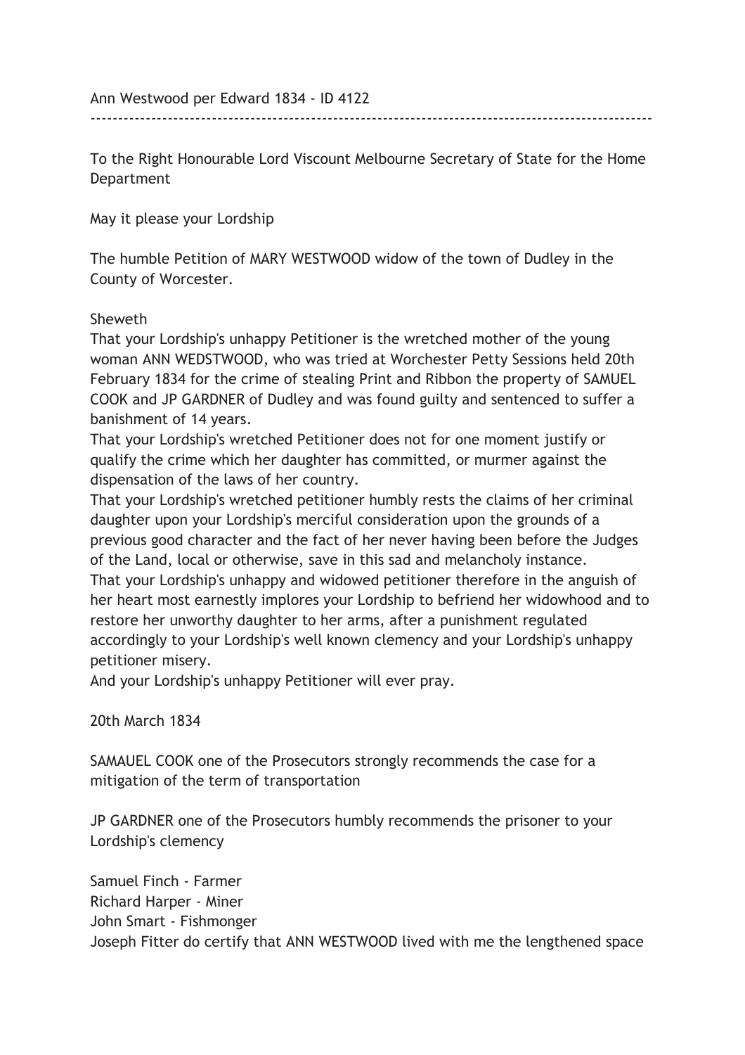Ann Westwood per Edward 1834 - ID 4122

---

To the Right Honourable Lord Viscount Melbourne Secretary of State for the Home Department

May it please your Lordship

The humble Petition of MARY WESTWOOD widow of the town of Dudley in the County of Worcester.

Sheweth
That your Lordship's unhappy Petitioner is the wretched mother of the young woman ANN WEDSTWOOD, who was tried at Worchester Petty Sessions held 20th February 1834 for the crime of stealing Print and Ribbon the property of SAMUEL COOK and JP GARDNER of Dudley and was found guilty and sentenced to suffer a banishment of 14 years.
That your Lordship's wretched Petitioner does not for one moment justify or qualify the crime which her daughter has committed, or murmer against the dispensation of the laws of her country.
That your Lordship's wretched petitioner humbly rests the claims of her criminal daughter upon your Lordship's merciful consideration upon the grounds of a previous good character and the fact of her never having been before the Judges of the Land, local or otherwise, save in this sad and melancholy instance.
That your Lordship's unhappy and widowed petitioner therefore in the anguish of her heart most earnestly implores your Lordship to befriend her widowhood and to restore her unworthy daughter to her arms, after a punishment regulated accordingly to your Lordship's well known clemency and your Lordship's unhappy petitioner misery.
And your Lordship's unhappy Petitioner will ever pray.

20th March 1834

SAMAUEL COOK one of the Prosecutors strongly recommends the case for a mitigation of the term of transportation

JP GARDNER one of the Prosecutors humbly recommends the prisoner to your Lordship's clemency

Samuel Finch - Farmer
Richard Harper - Miner
John Smart - Fishmonger
Joseph Fitter do certify that ANN WESTWOOD lived with me the lengthened space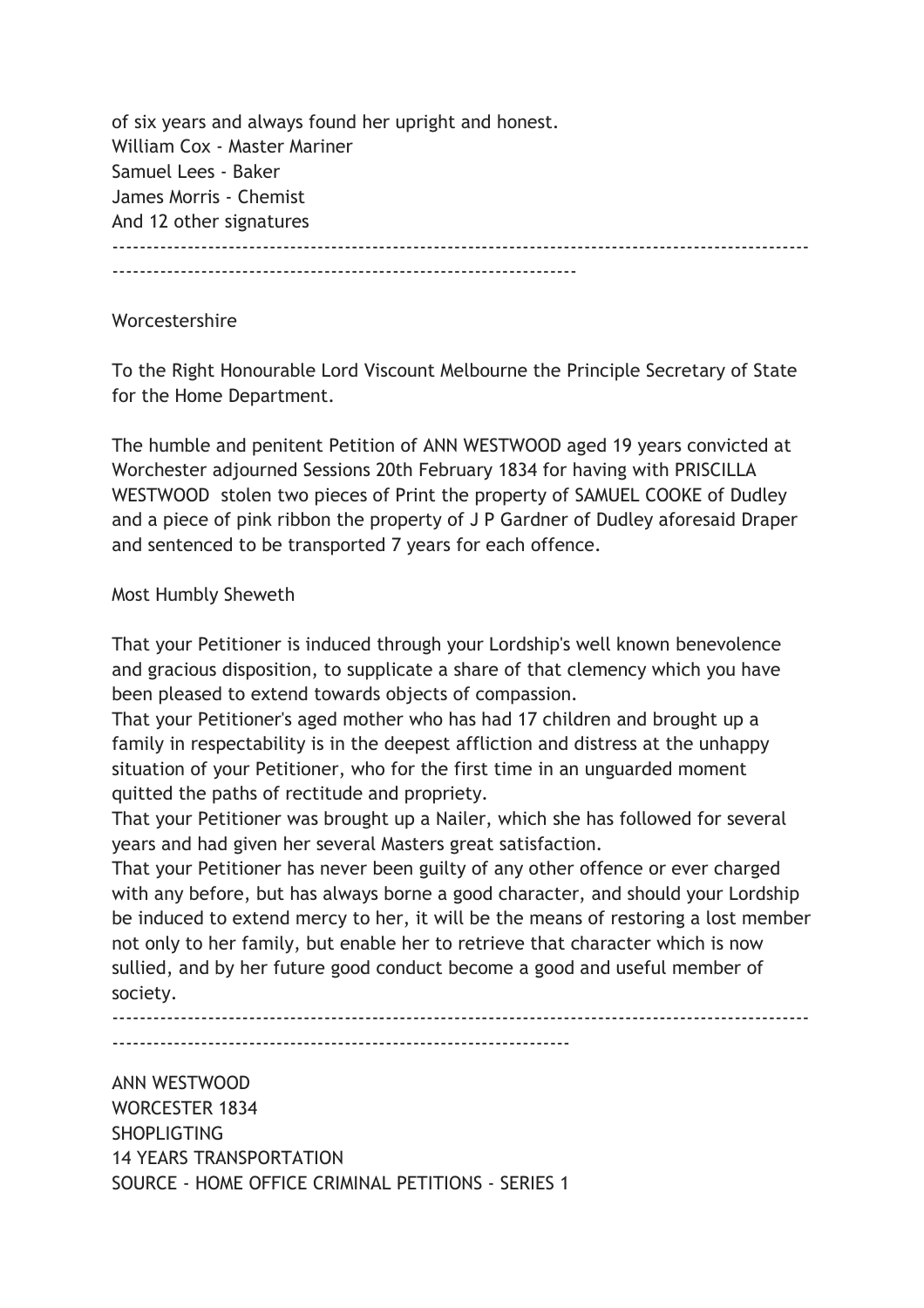of six years and always found her upright and honest.
William Cox - Master Mariner
Samuel Lees - Baker
James Morris - Chemist
And 12 other signatures

---

Worcestershire

To the Right Honourable Lord Viscount Melbourne the Principle Secretary of State for the Home Department.

The humble and penitent Petition of ANN WESTWOOD aged 19 years convicted at Worchester adjourned Sessions 20th February 1834 for having with PRISCILLA WESTWOOD stolen two pieces of Print the property of SAMUEL COOKE of Dudley and a piece of pink ribbon the property of J P Gardner of Dudley aforesaid Draper and sentenced to be transported 7 years for each offence.

Most Humbly Sheweth

That your Petitioner is induced through your Lordship's well known benevolence and gracious disposition, to supplicate a share of that clemency which you have been pleased to extend towards objects of compassion.
That your Petitioner's aged mother who has had 17 children and brought up a family in respectability is in the deepest affliction and distress at the unhappy situation of your Petitioner, who for the first time in an unguarded moment quitted the paths of rectitude and propriety.
That your Petitioner was brought up a Nailer, which she has followed for several years and had given her several Masters great satisfaction.
That your Petitioner has never been guilty of any other offence or ever charged with any before, but has always borne a good character, and should your Lordship be induced to extend mercy to her, it will be the means of restoring a lost member not only to her family, but enable her to retrieve that character which is now sullied, and by her future good conduct become a good and useful member of society.

---

ANN WESTWOOD
WORCESTER 1834
SHOPLIGTING
14 YEARS TRANSPORTATION
SOURCE - HOME OFFICE CRIMINAL PETITIONS - SERIES 1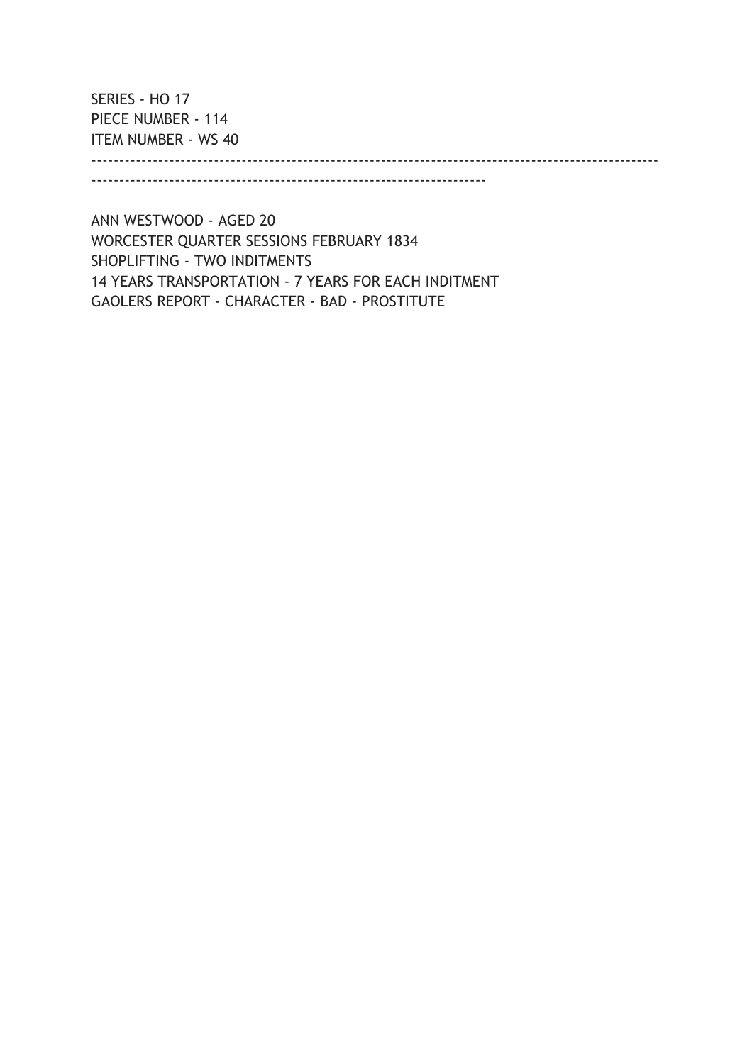SERIES - HO 17
PIECE NUMBER - 114
ITEM NUMBER - WS 40

---

ANN WESTWOOD - AGED 20
WORCESTER QUARTER SESSIONS FEBRUARY 1834
SHOPLIFTING - TWO INDITMENTS
14 YEARS TRANSPORTATION - 7 YEARS FOR EACH INDITMENT
GAOLERS REPORT - CHARACTER - BAD - PROSTITUTE